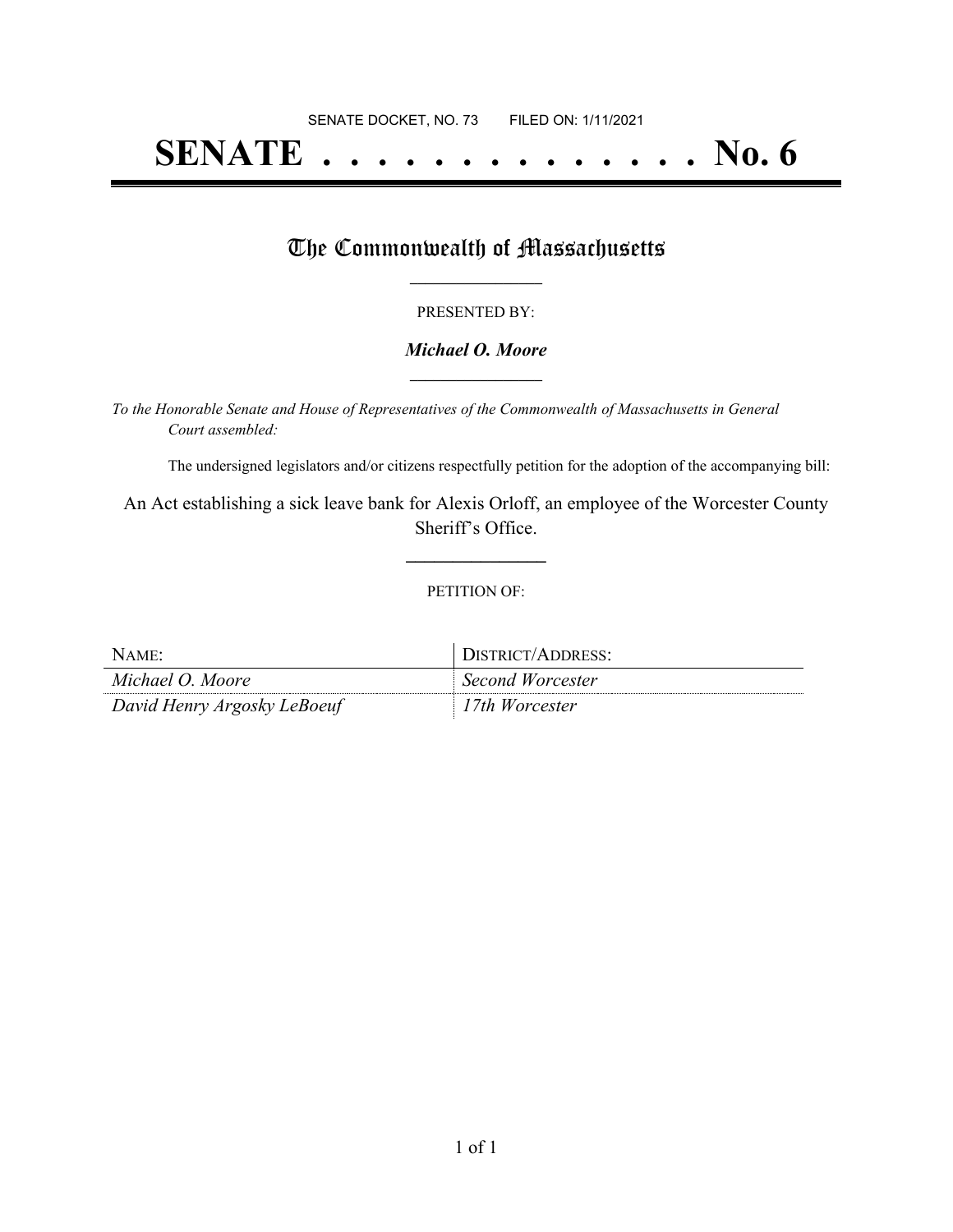SENATE DOCKET, NO. 73        FILED ON: 1/11/2021

# SENATE . . . . . . . . . . . . . . No. 6

## The Commonwealth of Massachusetts

PRESENTED BY:

***Michael O. Moore***

*To the Honorable Senate and House of Representatives of the Commonwealth of Massachusetts in General Court assembled:*

The undersigned legislators and/or citizens respectfully petition for the adoption of the accompanying bill:

An Act establishing a sick leave bank for Alexis Orloff, an employee of the Worcester County Sheriff's Office.

PETITION OF:

| NAME: | DISTRICT/ADDRESS: |
| --- | --- |
| *Michael O. Moore* | *Second Worcester* |
| *David Henry Argosky LeBoeuf* | *17th Worcester* |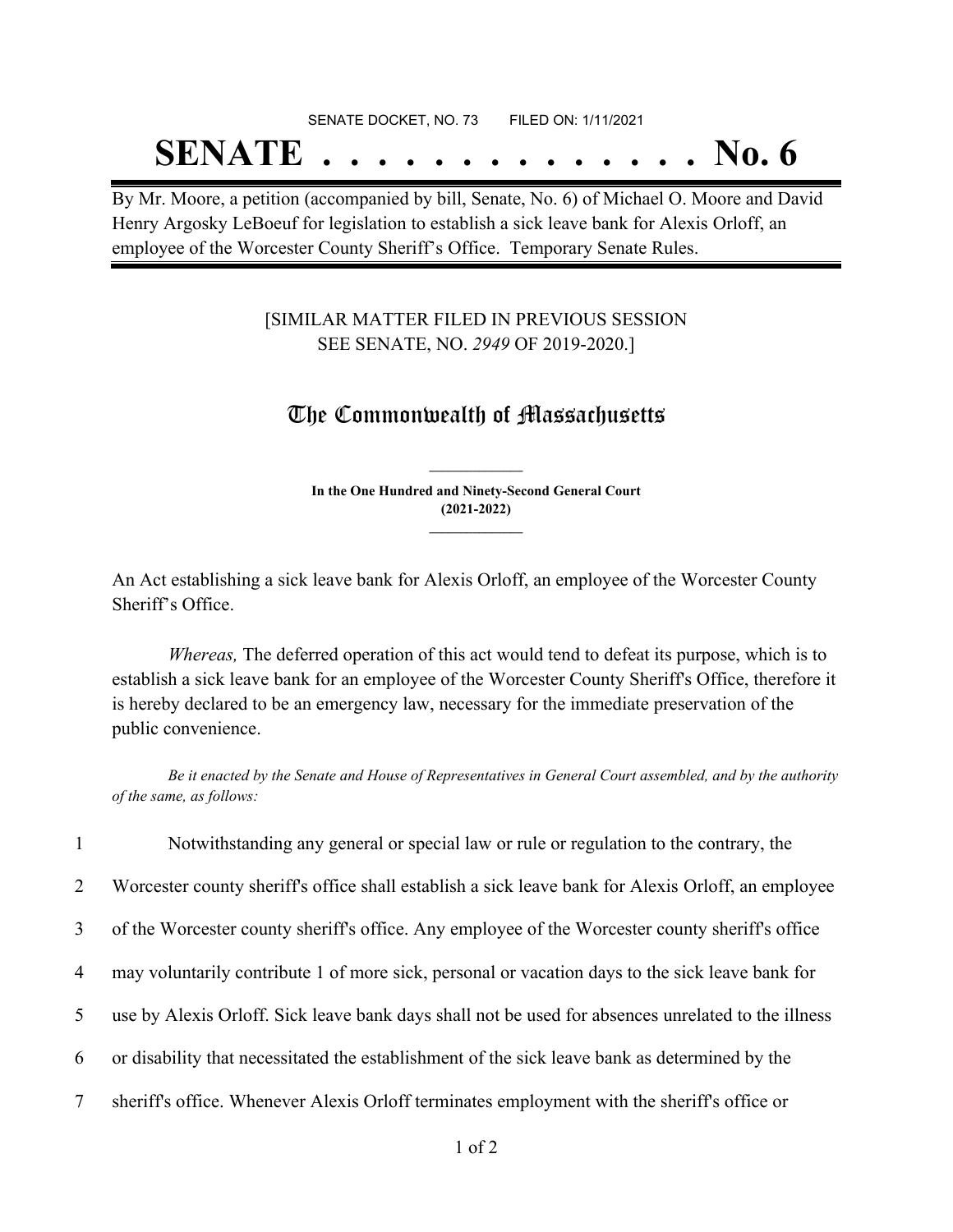SENATE DOCKET, NO. 73 FILED ON: 1/11/2021

# SENATE . . . . . . . . . . . . . . No. 6

By Mr. Moore, a petition (accompanied by bill, Senate, No. 6) of Michael O. Moore and David Henry Argosky LeBoeuf for legislation to establish a sick leave bank for Alexis Orloff, an employee of the Worcester County Sheriff's Office. Temporary Senate Rules.

[SIMILAR MATTER FILED IN PREVIOUS SESSION SEE SENATE, NO. *2949* OF 2019-2020.]

## The Commonwealth of Massachusetts

**In the One Hundred and Ninety-Second General Court (2021-2022)**

An Act establishing a sick leave bank for Alexis Orloff, an employee of the Worcester County Sheriff's Office.

*Whereas,* The deferred operation of this act would tend to defeat its purpose, which is to establish a sick leave bank for an employee of the Worcester County Sheriff's Office, therefore it is hereby declared to be an emergency law, necessary for the immediate preservation of the public convenience.

*Be it enacted by the Senate and House of Representatives in General Court assembled, and by the authority of the same, as follows:*

1 Notwithstanding any general or special law or rule or regulation to the contrary, the
2 Worcester county sheriff's office shall establish a sick leave bank for Alexis Orloff, an employee
3 of the Worcester county sheriff's office. Any employee of the Worcester county sheriff's office
4 may voluntarily contribute 1 of more sick, personal or vacation days to the sick leave bank for
5 use by Alexis Orloff. Sick leave bank days shall not be used for absences unrelated to the illness
6 or disability that necessitated the establishment of the sick leave bank as determined by the
7 sheriff's office. Whenever Alexis Orloff terminates employment with the sheriff's office or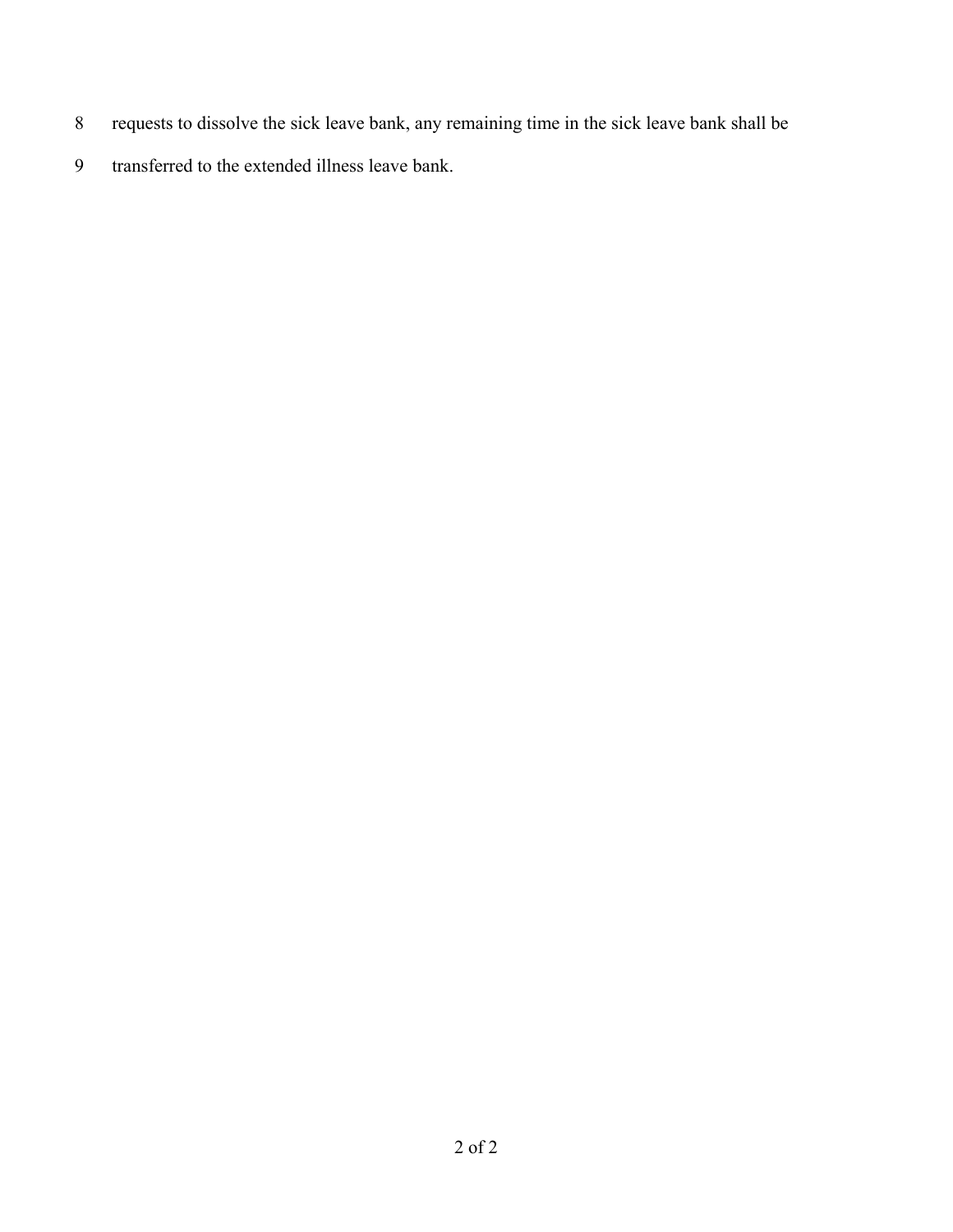8 requests to dissolve the sick leave bank, any remaining time in the sick leave bank shall be

9 transferred to the extended illness leave bank.